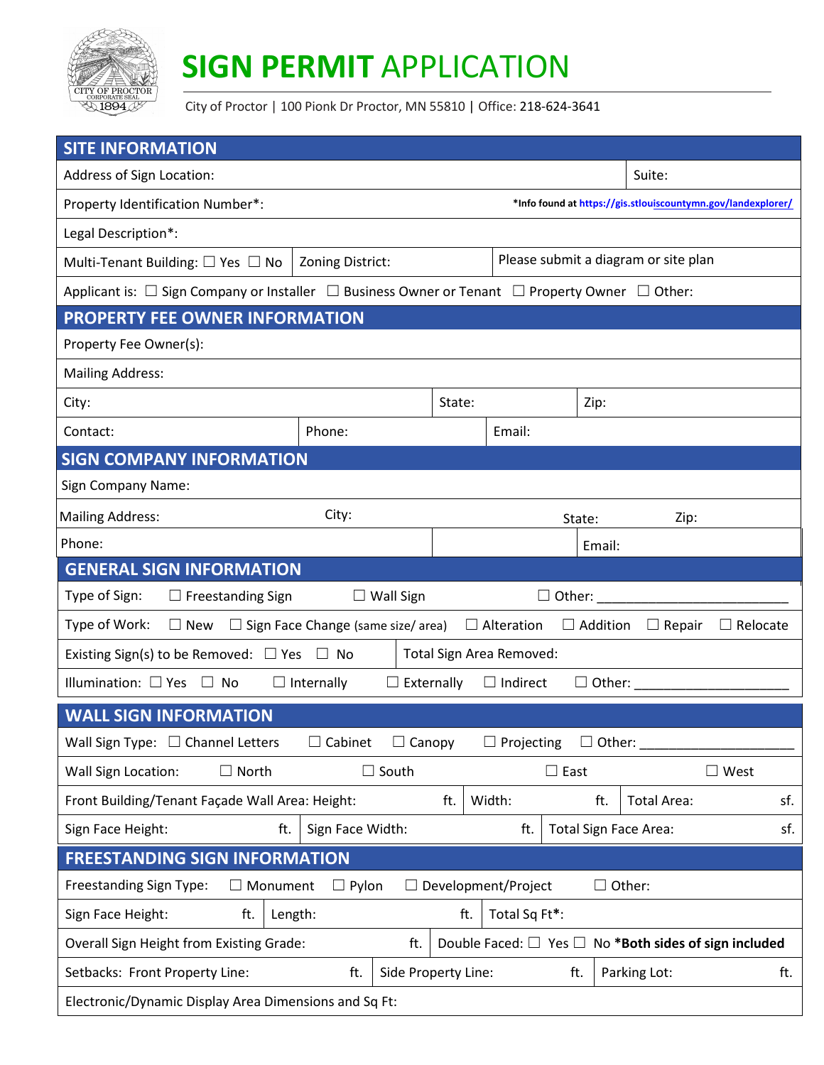# SIGN PERMIT APPLICATION

City of Proctor | 100 Pionk Dr Proctor, MN 55810 | Office: 218-624-3641

## SITE INFORMATION

| | |
|---|---|
| Address of Sign Location: | Suite: |
| Property Identification Number*: | *Info found at https://gis.stlouiscountymn.gov/landexplorer/ |
| Legal Description*: | |
| Multi-Tenant Building: ☐ Yes ☐ No — Zoning District: | Please submit a diagram or site plan |

Applicant is: ☐ Sign Company or Installer ☐ Business Owner or Tenant ☐ Property Owner ☐ Other:

## PROPERTY FEE OWNER INFORMATION

Property Fee Owner(s):

Mailing Address:

| City: | State: | Zip: |
|---|---|---|
| Contact: | Phone: | Email: |

## SIGN COMPANY INFORMATION

Sign Company Name:

| Mailing Address: | City: | State: | Zip: |
|---|---|---|---|
| Phone: | | Email: | |

## GENERAL SIGN INFORMATION

Type of Sign: ☐ Freestanding Sign ☐ Wall Sign ☐ Other: ___________________________

Type of Work: ☐ New ☐ Sign Face Change (same size/ area) ☐ Alteration ☐ Addition ☐ Repair ☐ Relocate

| Existing Sign(s) to be Removed: ☐ Yes ☐ No | Total Sign Area Removed: |
|---|---|

Illumination: ☐ Yes ☐ No ☐ Internally ☐ Externally ☐ Indirect ☐ Other: ______________________

## WALL SIGN INFORMATION

Wall Sign Type: ☐ Channel Letters ☐ Cabinet ☐ Canopy ☐ Projecting ☐ Other: ______________________

Wall Sign Location: ☐ North ☐ South ☐ East ☐ West

| Front Building/Tenant Façade Wall Area: Height: ft. | Width: ft. | Total Area: sf. |
|---|---|---|
| Sign Face Height: ft. | Sign Face Width: ft. | Total Sign Face Area: sf. |

## FREESTANDING SIGN INFORMATION

Freestanding Sign Type: ☐ Monument ☐ Pylon ☐ Development/Project ☐ Other:

| Sign Face Height: ft. | Length: ft. | Total Sq Ft*: |
|---|---|---|

| Overall Sign Height from Existing Grade: ft. | Double Faced: ☐ Yes ☐ No ***Both sides of sign included** |
|---|---|

| Setbacks: Front Property Line: ft. | Side Property Line: ft. | Parking Lot: ft. |
|---|---|---|

Electronic/Dynamic Display Area Dimensions and Sq Ft: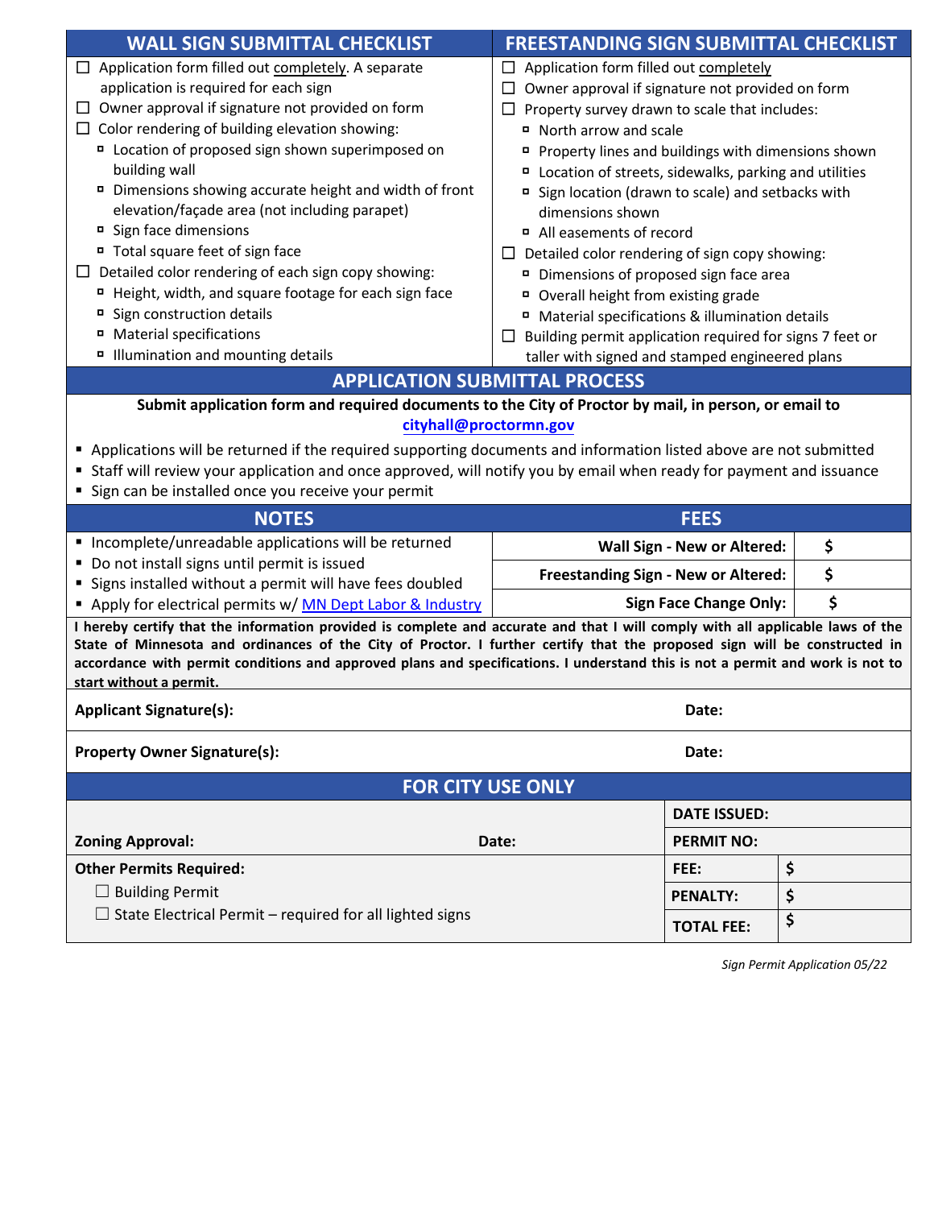## WALL SIGN SUBMITTAL CHECKLIST

- ☐ Application form filled out completely. A separate application is required for each sign
- ☐ Owner approval if signature not provided on form
- ☐ Color rendering of building elevation showing:
  - Location of proposed sign shown superimposed on building wall
  - Dimensions showing accurate height and width of front elevation/façade area (not including parapet)
  - Sign face dimensions
  - Total square feet of sign face
- ☐ Detailed color rendering of each sign copy showing:
  - Height, width, and square footage for each sign face
  - Sign construction details
  - Material specifications
  - Illumination and mounting details

## FREESTANDING SIGN SUBMITTAL CHECKLIST

- ☐ Application form filled out completely
- ☐ Owner approval if signature not provided on form
- ☐ Property survey drawn to scale that includes:
  - North arrow and scale
  - Property lines and buildings with dimensions shown
  - Location of streets, sidewalks, parking and utilities
  - Sign location (drawn to scale) and setbacks with dimensions shown
  - All easements of record
- ☐ Detailed color rendering of sign copy showing:
  - Dimensions of proposed sign face area
  - Overall height from existing grade
  - Material specifications & illumination details
- ☐ Building permit application required for signs 7 feet or taller with signed and stamped engineered plans

## APPLICATION SUBMITTAL PROCESS

**Submit application form and required documents to the City of Proctor by mail, in person, or email to cityhall@proctormn.gov**

- Applications will be returned if the required supporting documents and information listed above are not submitted
- Staff will review your application and once approved, will notify you by email when ready for payment and issuance
- Sign can be installed once you receive your permit

## NOTES

- Incomplete/unreadable applications will be returned
- Do not install signs until permit is issued
- Signs installed without a permit will have fees doubled
- Apply for electrical permits w/ MN Dept Labor & Industry

## FEES

| | |
|---|---|
| **Wall Sign - New or Altered:** | $ |
| **Freestanding Sign - New or Altered:** | $ |
| **Sign Face Change Only:** | $ |

**I hereby certify that the information provided is complete and accurate and that I will comply with all applicable laws of the State of Minnesota and ordinances of the City of Proctor. I further certify that the proposed sign will be constructed in accordance with permit conditions and approved plans and specifications. I understand this is not a permit and work is not to start without a permit.**

**Applicant Signature(s):** **Date:**

**Property Owner Signature(s):** **Date:**

## FOR CITY USE ONLY

**Zoning Approval:** **Date:**

**Other Permits Required:**

- ☐ Building Permit
- ☐ State Electrical Permit – required for all lighted signs

| | |
|---|---|
| **DATE ISSUED:** | |
| **PERMIT NO:** | |
| **FEE:** | $ |
| **PENALTY:** | $ |
| **TOTAL FEE:** | $ |

*Sign Permit Application 05/22*